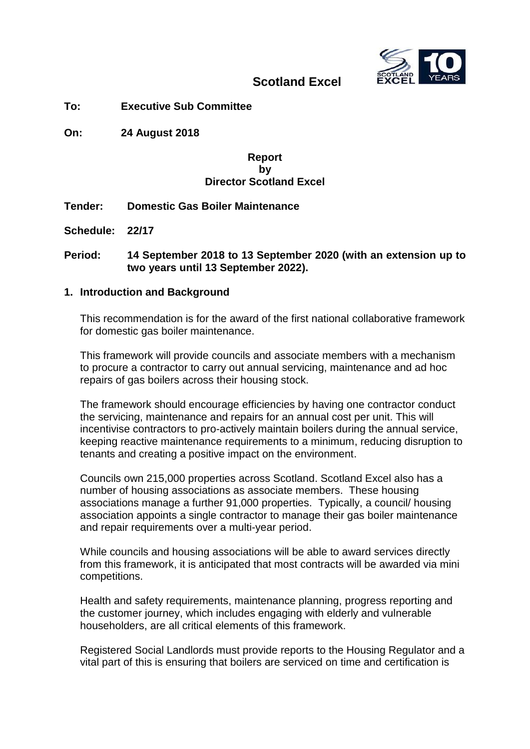# Scotland Excel

**To:** **Executive Sub Committee**

**On:** **24 August 2018**

**Report**
**by**
**Director Scotland Excel**

**Tender:** **Domestic Gas Boiler Maintenance**

**Schedule:** **22/17**

**Period:** **14 September 2018 to 13 September 2020 (with an extension up to two years until 13 September 2022).**

## 1. Introduction and Background

This recommendation is for the award of the first national collaborative framework for domestic gas boiler maintenance.

This framework will provide councils and associate members with a mechanism to procure a contractor to carry out annual servicing, maintenance and ad hoc repairs of gas boilers across their housing stock.

The framework should encourage efficiencies by having one contractor conduct the servicing, maintenance and repairs for an annual cost per unit. This will incentivise contractors to pro-actively maintain boilers during the annual service, keeping reactive maintenance requirements to a minimum, reducing disruption to tenants and creating a positive impact on the environment.

Councils own 215,000 properties across Scotland. Scotland Excel also has a number of housing associations as associate members. These housing associations manage a further 91,000 properties. Typically, a council/ housing association appoints a single contractor to manage their gas boiler maintenance and repair requirements over a multi-year period.

While councils and housing associations will be able to award services directly from this framework, it is anticipated that most contracts will be awarded via mini competitions.

Health and safety requirements, maintenance planning, progress reporting and the customer journey, which includes engaging with elderly and vulnerable householders, are all critical elements of this framework.

Registered Social Landlords must provide reports to the Housing Regulator and a vital part of this is ensuring that boilers are serviced on time and certification is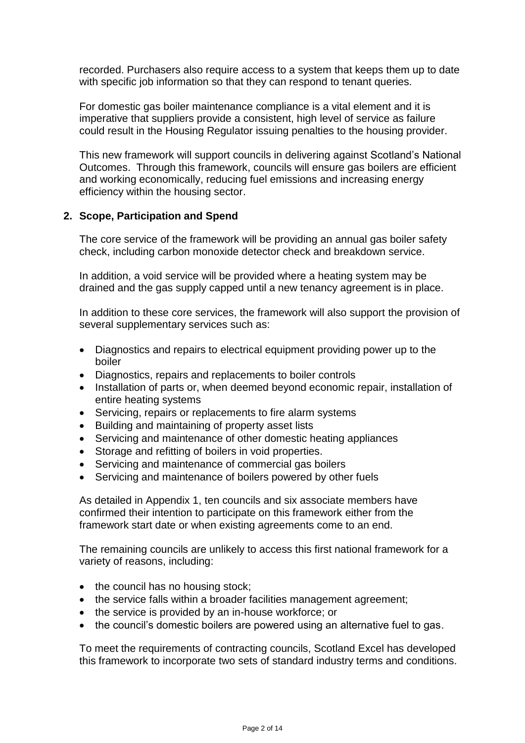recorded. Purchasers also require access to a system that keeps them up to date with specific job information so that they can respond to tenant queries.

For domestic gas boiler maintenance compliance is a vital element and it is imperative that suppliers provide a consistent, high level of service as failure could result in the Housing Regulator issuing penalties to the housing provider.

This new framework will support councils in delivering against Scotland's National Outcomes. Through this framework, councils will ensure gas boilers are efficient and working economically, reducing fuel emissions and increasing energy efficiency within the housing sector.

## 2. Scope, Participation and Spend

The core service of the framework will be providing an annual gas boiler safety check, including carbon monoxide detector check and breakdown service.

In addition, a void service will be provided where a heating system may be drained and the gas supply capped until a new tenancy agreement is in place.

In addition to these core services, the framework will also support the provision of several supplementary services such as:

- Diagnostics and repairs to electrical equipment providing power up to the boiler
- Diagnostics, repairs and replacements to boiler controls
- Installation of parts or, when deemed beyond economic repair, installation of entire heating systems
- Servicing, repairs or replacements to fire alarm systems
- Building and maintaining of property asset lists
- Servicing and maintenance of other domestic heating appliances
- Storage and refitting of boilers in void properties.
- Servicing and maintenance of commercial gas boilers
- Servicing and maintenance of boilers powered by other fuels

As detailed in Appendix 1, ten councils and six associate members have confirmed their intention to participate on this framework either from the framework start date or when existing agreements come to an end.

The remaining councils are unlikely to access this first national framework for a variety of reasons, including:

- the council has no housing stock;
- the service falls within a broader facilities management agreement;
- the service is provided by an in-house workforce; or
- the council's domestic boilers are powered using an alternative fuel to gas.

To meet the requirements of contracting councils, Scotland Excel has developed this framework to incorporate two sets of standard industry terms and conditions.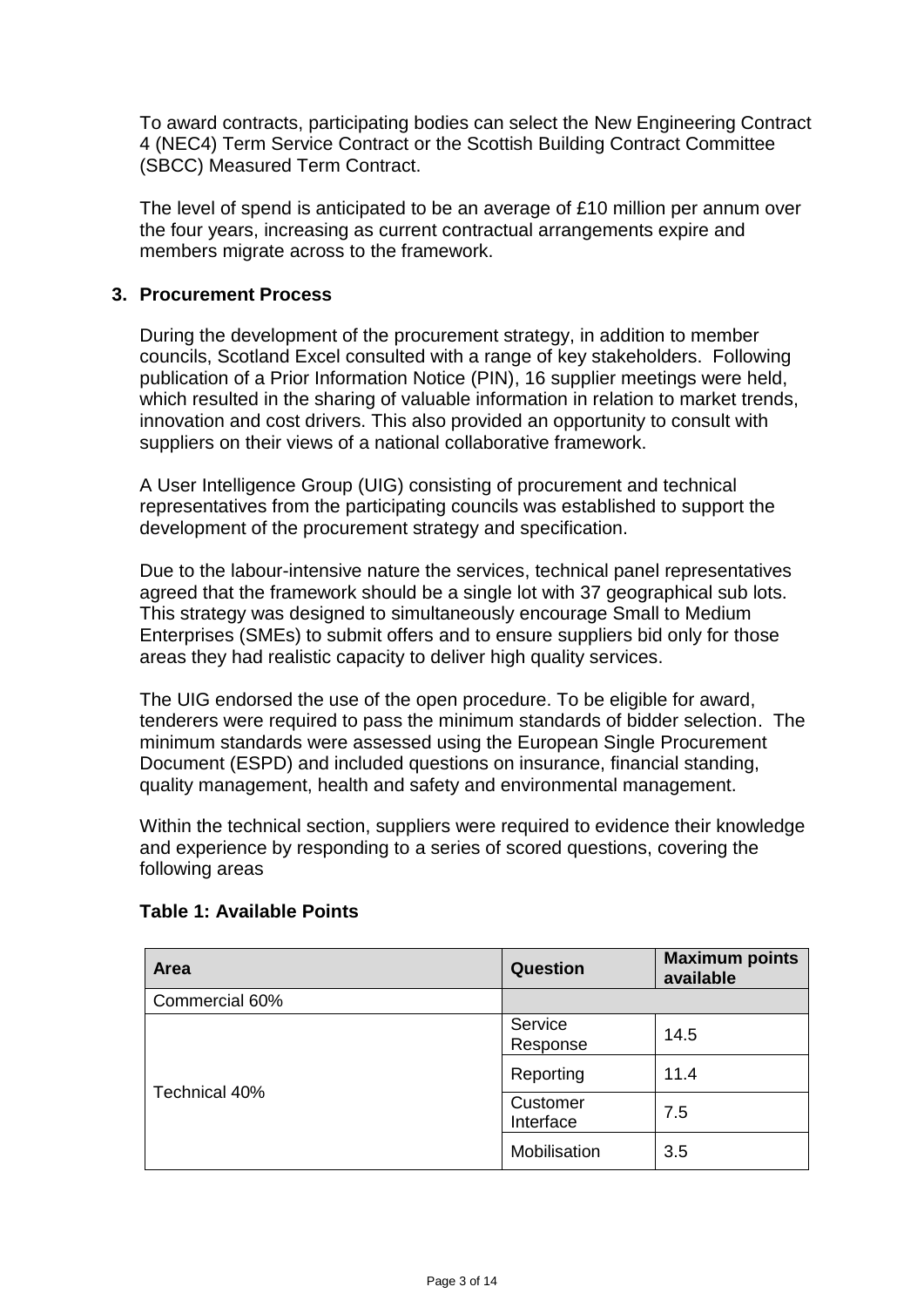To award contracts, participating bodies can select the New Engineering Contract 4 (NEC4) Term Service Contract or the Scottish Building Contract Committee (SBCC) Measured Term Contract.

The level of spend is anticipated to be an average of £10 million per annum over the four years, increasing as current contractual arrangements expire and members migrate across to the framework.

## 3. Procurement Process

During the development of the procurement strategy, in addition to member councils, Scotland Excel consulted with a range of key stakeholders. Following publication of a Prior Information Notice (PIN), 16 supplier meetings were held, which resulted in the sharing of valuable information in relation to market trends, innovation and cost drivers. This also provided an opportunity to consult with suppliers on their views of a national collaborative framework.

A User Intelligence Group (UIG) consisting of procurement and technical representatives from the participating councils was established to support the development of the procurement strategy and specification.

Due to the labour-intensive nature the services, technical panel representatives agreed that the framework should be a single lot with 37 geographical sub lots. This strategy was designed to simultaneously encourage Small to Medium Enterprises (SMEs) to submit offers and to ensure suppliers bid only for those areas they had realistic capacity to deliver high quality services.

The UIG endorsed the use of the open procedure. To be eligible for award, tenderers were required to pass the minimum standards of bidder selection. The minimum standards were assessed using the European Single Procurement Document (ESPD) and included questions on insurance, financial standing, quality management, health and safety and environmental management.

Within the technical section, suppliers were required to evidence their knowledge and experience by responding to a series of scored questions, covering the following areas

**Table 1: Available Points**

| Area | Question | Maximum points available |
|---|---|---|
| Commercial 60% | | |
| Technical 40% | Service Response | 14.5 |
| | Reporting | 11.4 |
| | Customer Interface | 7.5 |
| | Mobilisation | 3.5 |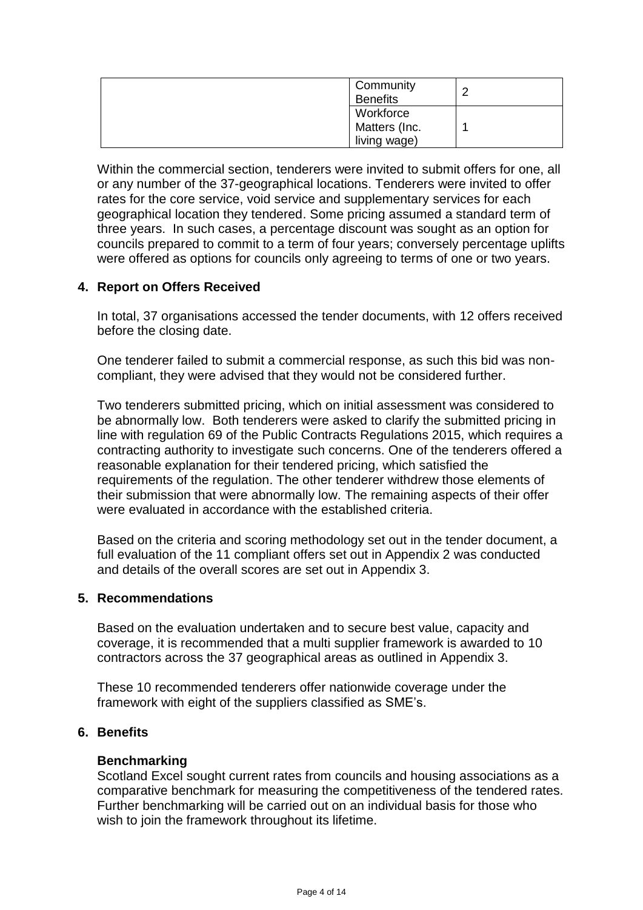| | | |
|---|---|---|
| | Community Benefits | 2 |
| | Workforce Matters (Inc. living wage) | 1 |

Within the commercial section, tenderers were invited to submit offers for one, all or any number of the 37-geographical locations. Tenderers were invited to offer rates for the core service, void service and supplementary services for each geographical location they tendered. Some pricing assumed a standard term of three years. In such cases, a percentage discount was sought as an option for councils prepared to commit to a term of four years; conversely percentage uplifts were offered as options for councils only agreeing to terms of one or two years.

## 4. Report on Offers Received

In total, 37 organisations accessed the tender documents, with 12 offers received before the closing date.

One tenderer failed to submit a commercial response, as such this bid was non-compliant, they were advised that they would not be considered further.

Two tenderers submitted pricing, which on initial assessment was considered to be abnormally low. Both tenderers were asked to clarify the submitted pricing in line with regulation 69 of the Public Contracts Regulations 2015, which requires a contracting authority to investigate such concerns. One of the tenderers offered a reasonable explanation for their tendered pricing, which satisfied the requirements of the regulation. The other tenderer withdrew those elements of their submission that were abnormally low. The remaining aspects of their offer were evaluated in accordance with the established criteria.

Based on the criteria and scoring methodology set out in the tender document, a full evaluation of the 11 compliant offers set out in Appendix 2 was conducted and details of the overall scores are set out in Appendix 3.

## 5. Recommendations

Based on the evaluation undertaken and to secure best value, capacity and coverage, it is recommended that a multi supplier framework is awarded to 10 contractors across the 37 geographical areas as outlined in Appendix 3.

These 10 recommended tenderers offer nationwide coverage under the framework with eight of the suppliers classified as SME's.

## 6. Benefits

### Benchmarking

Scotland Excel sought current rates from councils and housing associations as a comparative benchmark for measuring the competitiveness of the tendered rates. Further benchmarking will be carried out on an individual basis for those who wish to join the framework throughout its lifetime.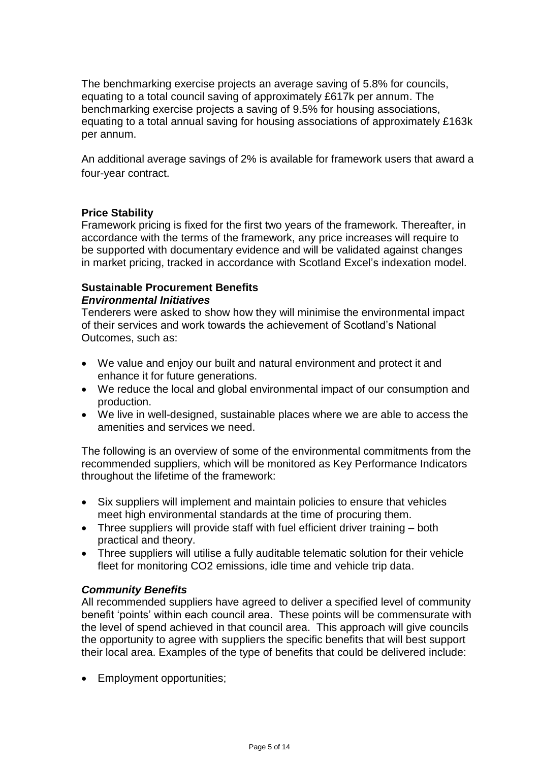The benchmarking exercise projects an average saving of 5.8% for councils, equating to a total council saving of approximately £617k per annum. The benchmarking exercise projects a saving of 9.5% for housing associations, equating to a total annual saving for housing associations of approximately £163k per annum.

An additional average savings of 2% is available for framework users that award a four-year contract.

**Price Stability**

Framework pricing is fixed for the first two years of the framework. Thereafter, in accordance with the terms of the framework, any price increases will require to be supported with documentary evidence and will be validated against changes in market pricing, tracked in accordance with Scotland Excel's indexation model.

**Sustainable Procurement Benefits**

***Environmental Initiatives***

Tenderers were asked to show how they will minimise the environmental impact of their services and work towards the achievement of Scotland's National Outcomes, such as:

- We value and enjoy our built and natural environment and protect it and enhance it for future generations.
- We reduce the local and global environmental impact of our consumption and production.
- We live in well-designed, sustainable places where we are able to access the amenities and services we need.

The following is an overview of some of the environmental commitments from the recommended suppliers, which will be monitored as Key Performance Indicators throughout the lifetime of the framework:

- Six suppliers will implement and maintain policies to ensure that vehicles meet high environmental standards at the time of procuring them.
- Three suppliers will provide staff with fuel efficient driver training – both practical and theory.
- Three suppliers will utilise a fully auditable telematic solution for their vehicle fleet for monitoring $CO_2$ emissions, idle time and vehicle trip data.

***Community Benefits***

All recommended suppliers have agreed to deliver a specified level of community benefit 'points' within each council area. These points will be commensurate with the level of spend achieved in that council area. This approach will give councils the opportunity to agree with suppliers the specific benefits that will best support their local area. Examples of the type of benefits that could be delivered include:

- Employment opportunities;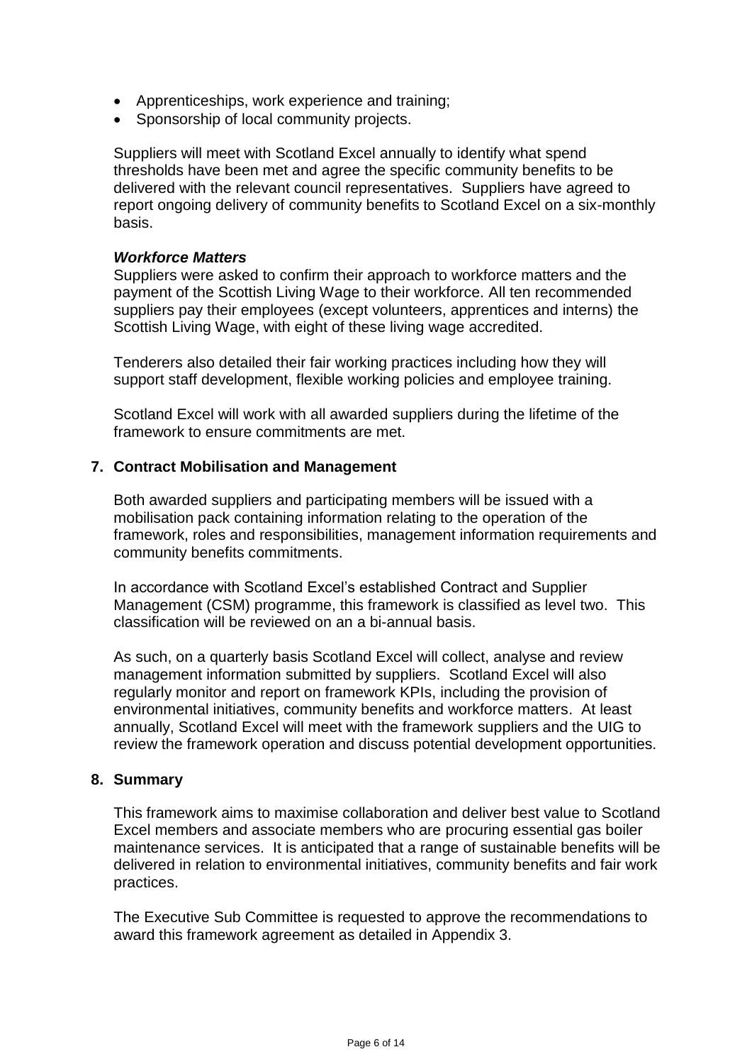- Apprenticeships, work experience and training;
- Sponsorship of local community projects.

Suppliers will meet with Scotland Excel annually to identify what spend thresholds have been met and agree the specific community benefits to be delivered with the relevant council representatives. Suppliers have agreed to report ongoing delivery of community benefits to Scotland Excel on a six-monthly basis.

***Workforce Matters***

Suppliers were asked to confirm their approach to workforce matters and the payment of the Scottish Living Wage to their workforce. All ten recommended suppliers pay their employees (except volunteers, apprentices and interns) the Scottish Living Wage, with eight of these living wage accredited.

Tenderers also detailed their fair working practices including how they will support staff development, flexible working policies and employee training.

Scotland Excel will work with all awarded suppliers during the lifetime of the framework to ensure commitments are met.

## 7. Contract Mobilisation and Management

Both awarded suppliers and participating members will be issued with a mobilisation pack containing information relating to the operation of the framework, roles and responsibilities, management information requirements and community benefits commitments.

In accordance with Scotland Excel's established Contract and Supplier Management (CSM) programme, this framework is classified as level two. This classification will be reviewed on an a bi-annual basis.

As such, on a quarterly basis Scotland Excel will collect, analyse and review management information submitted by suppliers. Scotland Excel will also regularly monitor and report on framework KPIs, including the provision of environmental initiatives, community benefits and workforce matters. At least annually, Scotland Excel will meet with the framework suppliers and the UIG to review the framework operation and discuss potential development opportunities.

## 8. Summary

This framework aims to maximise collaboration and deliver best value to Scotland Excel members and associate members who are procuring essential gas boiler maintenance services. It is anticipated that a range of sustainable benefits will be delivered in relation to environmental initiatives, community benefits and fair work practices.

The Executive Sub Committee is requested to approve the recommendations to award this framework agreement as detailed in Appendix 3.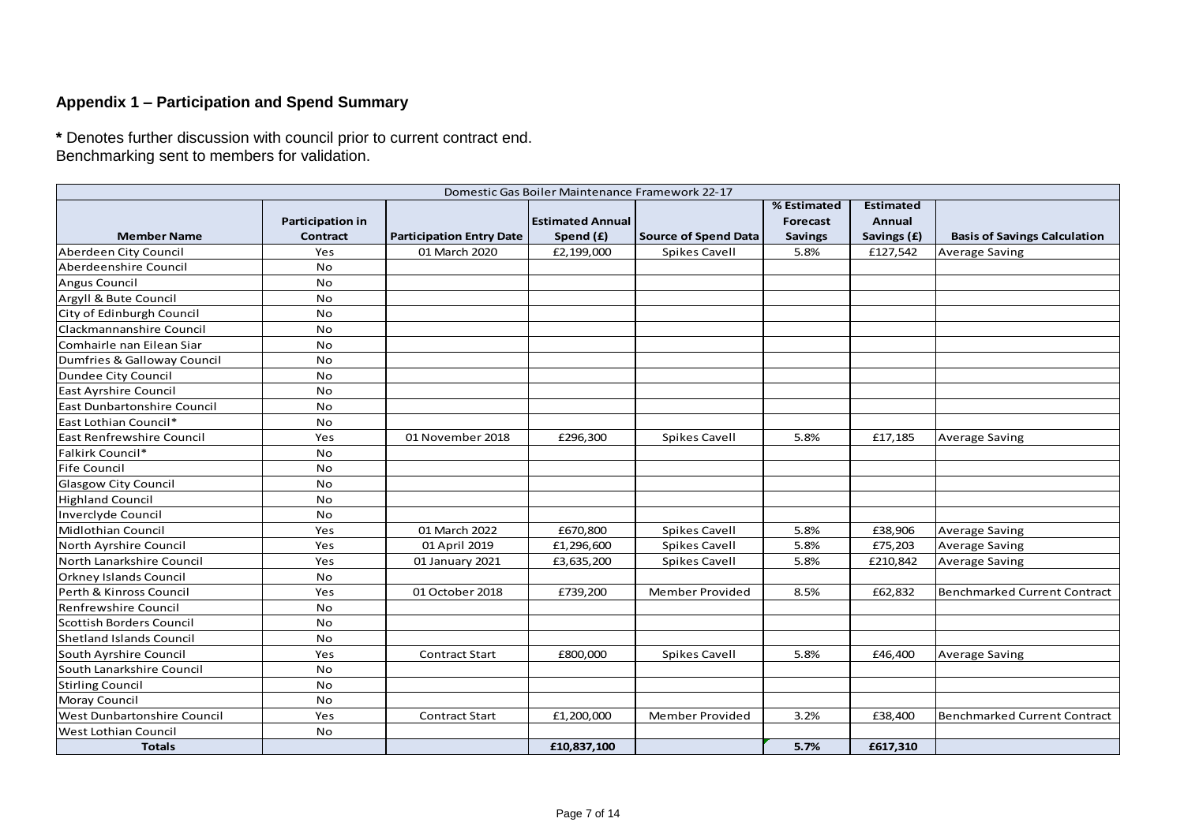## Appendix 1 – Participation and Spend Summary

**\*** Denotes further discussion with council prior to current contract end.
Benchmarking sent to members for validation.

| Domestic Gas Boiler Maintenance Framework 22-17 | | | | | | | |
|---|---|---|---|---|---|---|---|
| **Member Name** | **Participation in Contract** | **Participation Entry Date** | **Estimated Annual Spend (£)** | **Source of Spend Data** | **% Estimated Forecast Savings** | **Estimated Annual Savings (£)** | **Basis of Savings Calculation** |
| Aberdeen City Council | Yes | 01 March 2020 | £2,199,000 | Spikes Cavell | 5.8% | £127,542 | Average Saving |
| Aberdeenshire Council | No | | | | | | |
| Angus Council | No | | | | | | |
| Argyll & Bute Council | No | | | | | | |
| City of Edinburgh Council | No | | | | | | |
| Clackmannanshire Council | No | | | | | | |
| Comhairle nan Eilean Siar | No | | | | | | |
| Dumfries & Galloway Council | No | | | | | | |
| Dundee City Council | No | | | | | | |
| East Ayrshire Council | No | | | | | | |
| East Dunbartonshire Council | No | | | | | | |
| East Lothian Council* | No | | | | | | |
| East Renfrewshire Council | Yes | 01 November 2018 | £296,300 | Spikes Cavell | 5.8% | £17,185 | Average Saving |
| Falkirk Council* | No | | | | | | |
| Fife Council | No | | | | | | |
| Glasgow City Council | No | | | | | | |
| Highland Council | No | | | | | | |
| Inverclyde Council | No | | | | | | |
| Midlothian Council | Yes | 01 March 2022 | £670,800 | Spikes Cavell | 5.8% | £38,906 | Average Saving |
| North Ayrshire Council | Yes | 01 April 2019 | £1,296,600 | Spikes Cavell | 5.8% | £75,203 | Average Saving |
| North Lanarkshire Council | Yes | 01 January 2021 | £3,635,200 | Spikes Cavell | 5.8% | £210,842 | Average Saving |
| Orkney Islands Council | No | | | | | | |
| Perth & Kinross Council | Yes | 01 October 2018 | £739,200 | Member Provided | 8.5% | £62,832 | Benchmarked Current Contract |
| Renfrewshire Council | No | | | | | | |
| Scottish Borders Council | No | | | | | | |
| Shetland Islands Council | No | | | | | | |
| South Ayrshire Council | Yes | Contract Start | £800,000 | Spikes Cavell | 5.8% | £46,400 | Average Saving |
| South Lanarkshire Council | No | | | | | | |
| Stirling Council | No | | | | | | |
| Moray Council | No | | | | | | |
| West Dunbartonshire Council | Yes | Contract Start | £1,200,000 | Member Provided | 3.2% | £38,400 | Benchmarked Current Contract |
| West Lothian Council | No | | | | | | |
| **Totals** | | | **£10,837,100** | | **5.7%** | **£617,310** | |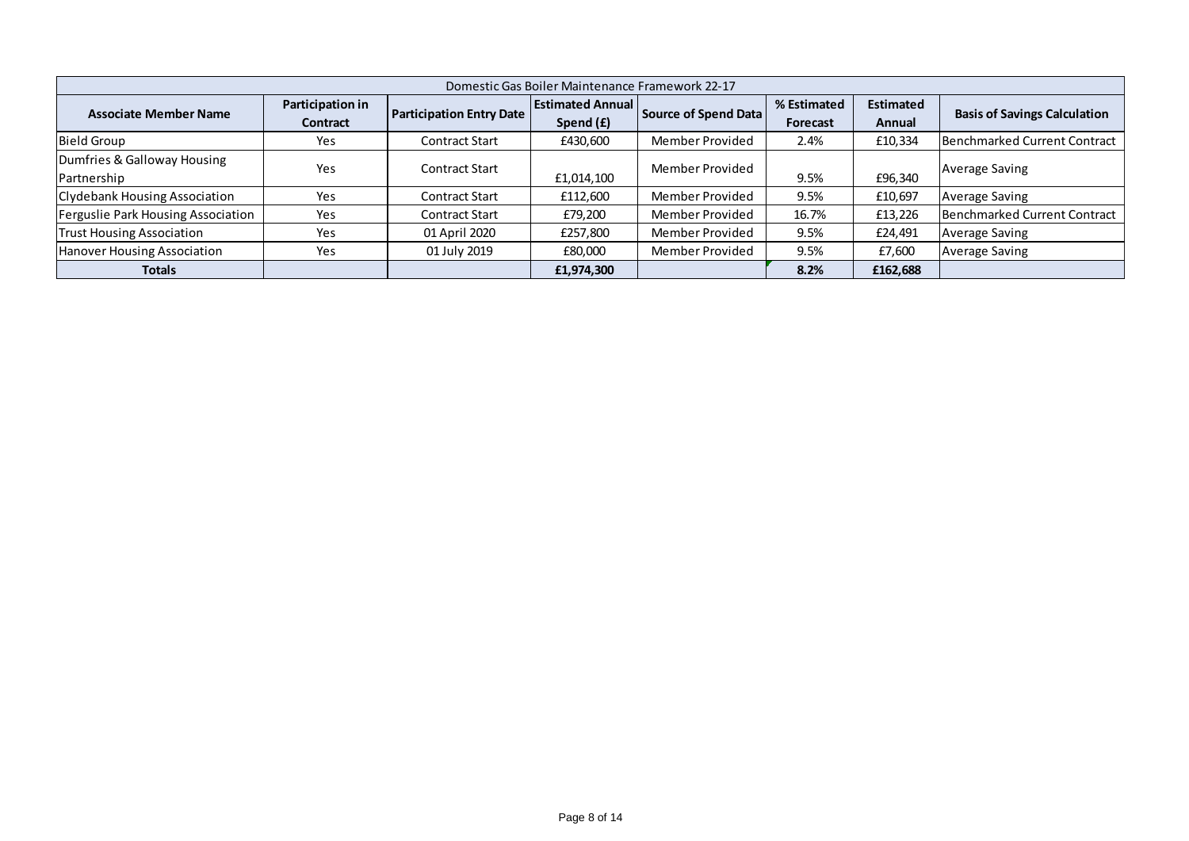| Domestic Gas Boiler Maintenance Framework 22-17 | | | | | | | |
|---|---|---|---|---|---|---|---|
| **Associate Member Name** | **Participation in Contract** | **Participation Entry Date** | **Estimated Annual Spend (£)** | **Source of Spend Data** | **% Estimated Forecast** | **Estimated Annual** | **Basis of Savings Calculation** |
| Bield Group | Yes | Contract Start | £430,600 | Member Provided | 2.4% | £10,334 | Benchmarked Current Contract |
| Dumfries & Galloway Housing Partnership | Yes | Contract Start | £1,014,100 | Member Provided | 9.5% | £96,340 | Average Saving |
| Clydebank Housing Association | Yes | Contract Start | £112,600 | Member Provided | 9.5% | £10,697 | Average Saving |
| Ferguslie Park Housing Association | Yes | Contract Start | £79,200 | Member Provided | 16.7% | £13,226 | Benchmarked Current Contract |
| Trust Housing Association | Yes | 01 April 2020 | £257,800 | Member Provided | 9.5% | £24,491 | Average Saving |
| Hanover Housing Association | Yes | 01 July 2019 | £80,000 | Member Provided | 9.5% | £7,600 | Average Saving |
| **Totals** | | | **£1,974,300** | | **8.2%** | **£162,688** | |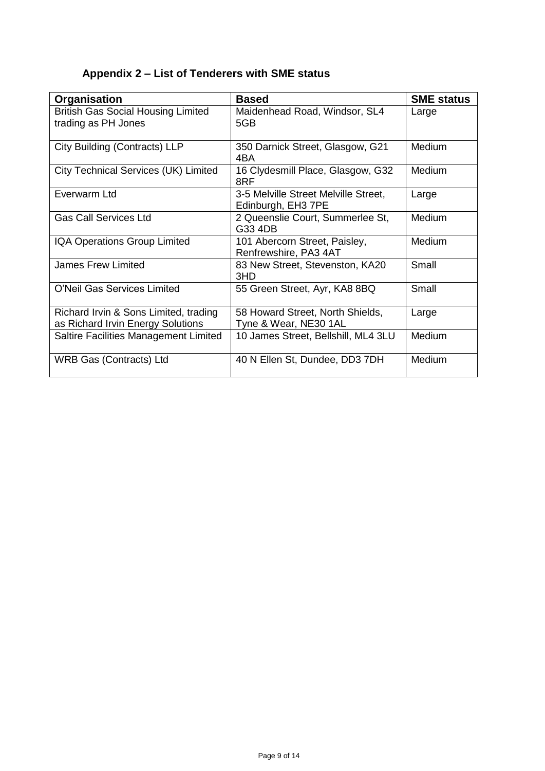## Appendix 2 – List of Tenderers with SME status

| Organisation | Based | SME status |
| --- | --- | --- |
| British Gas Social Housing Limited trading as PH Jones | Maidenhead Road, Windsor, SL4 5GB | Large |
| City Building (Contracts) LLP | 350 Darnick Street, Glasgow, G21 4BA | Medium |
| City Technical Services (UK) Limited | 16 Clydesmill Place, Glasgow, G32 8RF | Medium |
| Everwarm Ltd | 3-5 Melville Street Melville Street, Edinburgh, EH3 7PE | Large |
| Gas Call Services Ltd | 2 Queenslie Court, Summerlee St, G33 4DB | Medium |
| IQA Operations Group Limited | 101 Abercorn Street, Paisley, Renfrewshire, PA3 4AT | Medium |
| James Frew Limited | 83 New Street, Stevenston, KA20 3HD | Small |
| O'Neil Gas Services Limited | 55 Green Street, Ayr, KA8 8BQ | Small |
| Richard Irvin & Sons Limited, trading as Richard Irvin Energy Solutions | 58 Howard Street, North Shields, Tyne & Wear, NE30 1AL | Large |
| Saltire Facilities Management Limited | 10 James Street, Bellshill, ML4 3LU | Medium |
| WRB Gas (Contracts) Ltd | 40 N Ellen St, Dundee, DD3 7DH | Medium |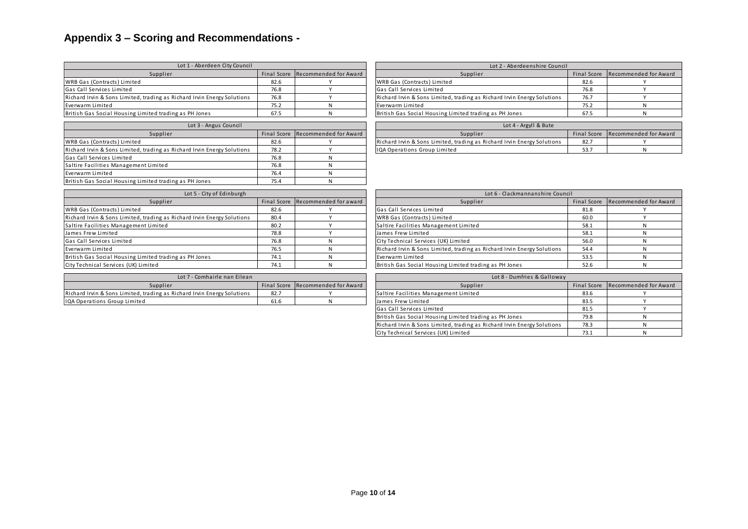## Appendix 3 – Scoring and Recommendations -

| Lot 1 - Aberdeen City Council | | |
|---|---|---|
| Supplier | Final Score | Recommended for Award |
| WRB Gas (Contracts) Limited | 82.6 | Y |
| Gas Call Services Limited | 76.8 | Y |
| Richard Irvin & Sons Limited, trading as Richard Irvin Energy Solutions | 76.8 | Y |
| Everwarm Limited | 75.2 | N |
| British Gas Social Housing Limited trading as PH Jones | 67.5 | N |

| Lot 2 - Aberdeenshire Council | | |
|---|---|---|
| Supplier | Final Score | Recommended for Award |
| WRB Gas (Contracts) Limited | 82.6 | Y |
| Gas Call Services Limited | 76.8 | Y |
| Richard Irvin & Sons Limited, trading as Richard Irvin Energy Solutions | 76.7 | Y |
| Everwarm Limited | 75.2 | N |
| British Gas Social Housing Limited trading as PH Jones | 67.5 | N |

| Lot 3 - Angus Council | | |
|---|---|---|
| Supplier | Final Score | Recommended for Award |
| WRB Gas (Contracts) Limited | 82.6 | Y |
| Richard Irvin & Sons Limited, trading as Richard Irvin Energy Solutions | 78.2 | Y |
| Gas Call Services Limited | 76.8 | N |
| Saltire Facilities Management Limited | 76.8 | N |
| Everwarm Limited | 76.4 | N |
| British Gas Social Housing Limited trading as PH Jones | 75.4 | N |

| Lot 4 - Argyll & Bute | | |
|---|---|---|
| Supplier | Final Score | Recommended for Award |
| Richard Irvin & Sons Limited, trading as Richard Irvin Energy Solutions | 82.7 | Y |
| IQA Operations Group Limited | 53.7 | N |

| Lot 5 - City of Edinburgh | | |
|---|---|---|
| Supplier | Final Score | Recommended for award |
| WRB Gas (Contracts) Limited | 82.6 | Y |
| Richard Irvin & Sons Limited, trading as Richard Irvin Energy Solutions | 80.4 | Y |
| Saltire Facilities Management Limited | 80.2 | Y |
| James Frew Limited | 78.8 | Y |
| Gas Call Services Limited | 76.8 | N |
| Everwarm Limited | 76.5 | N |
| British Gas Social Housing Limited trading as PH Jones | 74.1 | N |
| City Technical Services (UK) Limited | 74.1 | N |

| Lot 6 - Clackmannanshire Council | | |
|---|---|---|
| Supplier | Final Score | Recommended for Award |
| Gas Call Services Limited | 81.8 | Y |
| WRB Gas (Contracts) Limited | 60.0 | Y |
| Saltire Facilities Management Limited | 58.1 | N |
| James Frew Limited | 58.1 | N |
| City Technical Services (UK) Limited | 56.0 | N |
| Richard Irvin & Sons Limited, trading as Richard Irvin Energy Solutions | 54.4 | N |
| Everwarm Limited | 53.5 | N |
| British Gas Social Housing Limited trading as PH Jones | 52.6 | N |

| Lot 7 - Comhairle nan Eilean | | |
|---|---|---|
| Supplier | Final Score | Recommended for Award |
| Richard Irvin & Sons Limited, trading as Richard Irvin Energy Solutions | 82.7 | Y |
| IQA Operations Group Limited | 61.6 | N |

| Lot 8 - Dumfries & Galloway | | |
|---|---|---|
| Supplier | Final Score | Recommended for Award |
| Saltire Facilities Management Limited | 83.6 | Y |
| James Frew Limited | 83.5 | Y |
| Gas Call Services Limited | 81.5 | Y |
| British Gas Social Housing Limited trading as PH Jones | 79.8 | N |
| Richard Irvin & Sons Limited, trading as Richard Irvin Energy Solutions | 78.3 | N |
| City Technical Services (UK) Limited | 73.1 | N |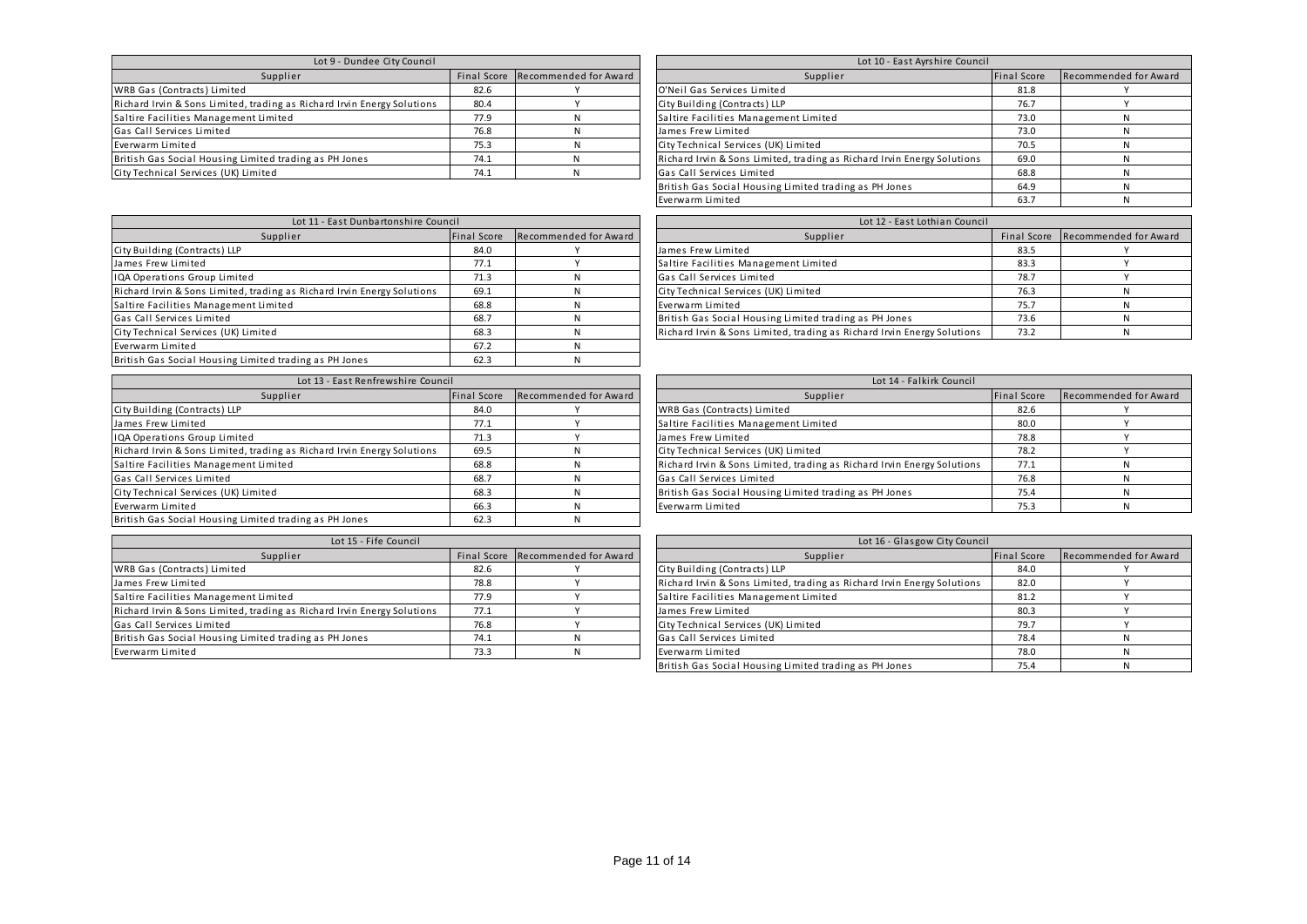| Lot 9 - Dundee City Council | | |
|---|---|---|
| Supplier | Final Score | Recommended for Award |
| WRB Gas (Contracts) Limited | 82.6 | Y |
| Richard Irvin & Sons Limited, trading as Richard Irvin Energy Solutions | 80.4 | Y |
| Saltire Facilities Management Limited | 77.9 | N |
| Gas Call Services Limited | 76.8 | N |
| Everwarm Limited | 75.3 | N |
| British Gas Social Housing Limited trading as PH Jones | 74.1 | N |
| City Technical Services (UK) Limited | 74.1 | N |

| Lot 10 - East Ayrshire Council | | |
|---|---|---|
| Supplier | Final Score | Recommended for Award |
| O'Neil Gas Services Limited | 81.8 | Y |
| City Building (Contracts) LLP | 76.7 | Y |
| Saltire Facilities Management Limited | 73.0 | N |
| James Frew Limited | 73.0 | N |
| City Technical Services (UK) Limited | 70.5 | N |
| Richard Irvin & Sons Limited, trading as Richard Irvin Energy Solutions | 69.0 | N |
| Gas Call Services Limited | 68.8 | N |
| British Gas Social Housing Limited trading as PH Jones | 64.9 | N |
| Everwarm Limited | 63.7 | N |

| Lot 11 - East Dunbartonshire Council | | |
|---|---|---|
| Supplier | Final Score | Recommended for Award |
| City Building (Contracts) LLP | 84.0 | Y |
| James Frew Limited | 77.1 | Y |
| IQA Operations Group Limited | 71.3 | N |
| Richard Irvin & Sons Limited, trading as Richard Irvin Energy Solutions | 69.1 | N |
| Saltire Facilities Management Limited | 68.8 | N |
| Gas Call Services Limited | 68.7 | N |
| City Technical Services (UK) Limited | 68.3 | N |
| Everwarm Limited | 67.2 | N |
| British Gas Social Housing Limited trading as PH Jones | 62.3 | N |

| Lot 12 - East Lothian Council | | |
|---|---|---|
| Supplier | Final Score | Recommended for Award |
| James Frew Limited | 83.5 | Y |
| Saltire Facilities Management Limited | 83.3 | Y |
| Gas Call Services Limited | 78.7 | Y |
| City Technical Services (UK) Limited | 76.3 | N |
| Everwarm Limited | 75.7 | N |
| British Gas Social Housing Limited trading as PH Jones | 73.6 | N |
| Richard Irvin & Sons Limited, trading as Richard Irvin Energy Solutions | 73.2 | N |

| Lot 13 - East Renfrewshire Council | | |
|---|---|---|
| Supplier | Final Score | Recommended for Award |
| City Building (Contracts) LLP | 84.0 | Y |
| James Frew Limited | 77.1 | Y |
| IQA Operations Group Limited | 71.3 | Y |
| Richard Irvin & Sons Limited, trading as Richard Irvin Energy Solutions | 69.5 | N |
| Saltire Facilities Management Limited | 68.8 | N |
| Gas Call Services Limited | 68.7 | N |
| City Technical Services (UK) Limited | 68.3 | N |
| Everwarm Limited | 66.3 | N |
| British Gas Social Housing Limited trading as PH Jones | 62.3 | N |

| Lot 14 - Falkirk Council | | |
|---|---|---|
| Supplier | Final Score | Recommended for Award |
| WRB Gas (Contracts) Limited | 82.6 | Y |
| Saltire Facilities Management Limited | 80.0 | Y |
| James Frew Limited | 78.8 | Y |
| City Technical Services (UK) Limited | 78.2 | Y |
| Richard Irvin & Sons Limited, trading as Richard Irvin Energy Solutions | 77.1 | N |
| Gas Call Services Limited | 76.8 | N |
| British Gas Social Housing Limited trading as PH Jones | 75.4 | N |
| Everwarm Limited | 75.3 | N |

| Lot 15 - Fife Council | | |
|---|---|---|
| Supplier | Final Score | Recommended for Award |
| WRB Gas (Contracts) Limited | 82.6 | Y |
| James Frew Limited | 78.8 | Y |
| Saltire Facilities Management Limited | 77.9 | Y |
| Richard Irvin & Sons Limited, trading as Richard Irvin Energy Solutions | 77.1 | Y |
| Gas Call Services Limited | 76.8 | Y |
| British Gas Social Housing Limited trading as PH Jones | 74.1 | N |
| Everwarm Limited | 73.3 | N |

| Lot 16 - Glasgow City Council | | |
|---|---|---|
| Supplier | Final Score | Recommended for Award |
| City Building (Contracts) LLP | 84.0 | Y |
| Richard Irvin & Sons Limited, trading as Richard Irvin Energy Solutions | 82.0 | Y |
| Saltire Facilities Management Limited | 81.2 | Y |
| James Frew Limited | 80.3 | Y |
| City Technical Services (UK) Limited | 79.7 | Y |
| Gas Call Services Limited | 78.4 | N |
| Everwarm Limited | 78.0 | N |
| British Gas Social Housing Limited trading as PH Jones | 75.4 | N |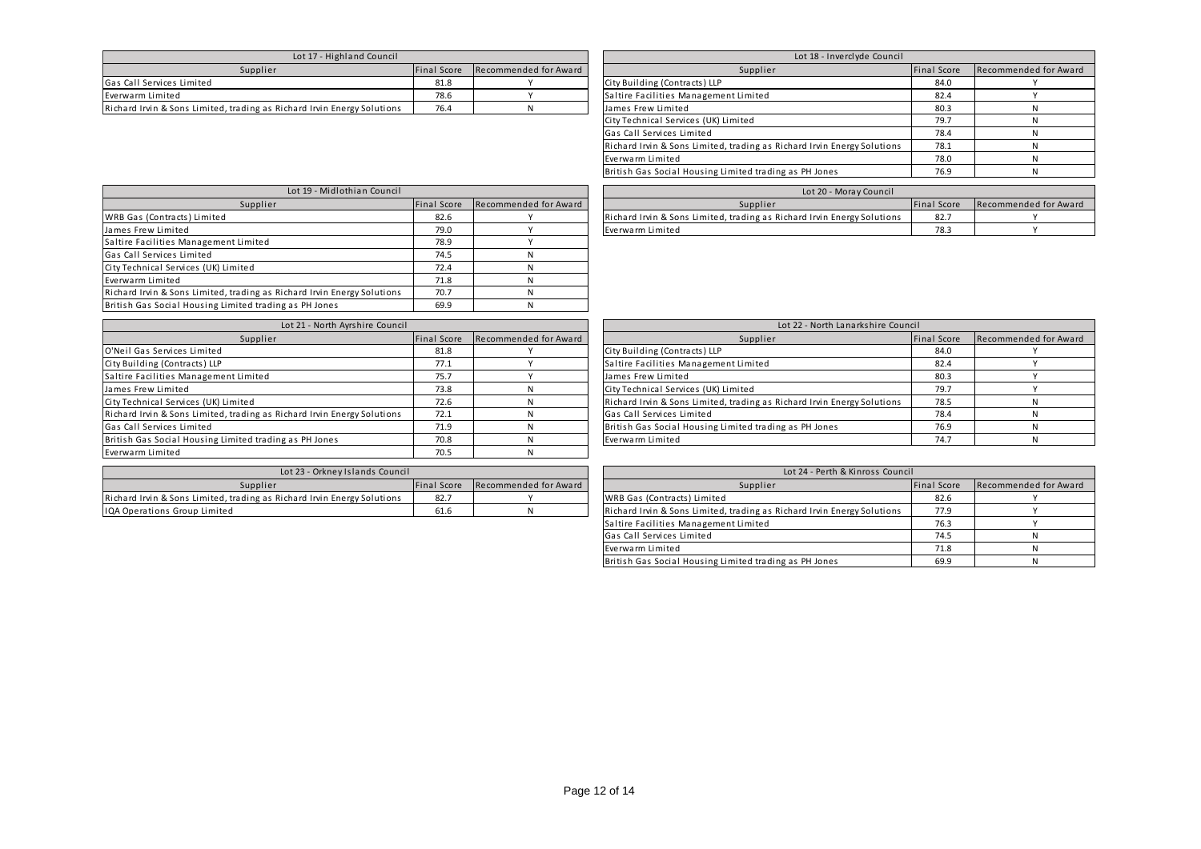| Lot 17 - Highland Council | | |
|---|---|---|
| Supplier | Final Score | Recommended for Award |
| Gas Call Services Limited | 81.8 | Y |
| Everwarm Limited | 78.6 | Y |
| Richard Irvin & Sons Limited, trading as Richard Irvin Energy Solutions | 76.4 | N |

| Lot 18 - Inverclyde Council | | |
|---|---|---|
| Supplier | Final Score | Recommended for Award |
| City Building (Contracts) LLP | 84.0 | Y |
| Saltire Facilities Management Limited | 82.4 | Y |
| James Frew Limited | 80.3 | N |
| City Technical Services (UK) Limited | 79.7 | N |
| Gas Call Services Limited | 78.4 | N |
| Richard Irvin & Sons Limited, trading as Richard Irvin Energy Solutions | 78.1 | N |
| Everwarm Limited | 78.0 | N |
| British Gas Social Housing Limited trading as PH Jones | 76.9 | N |

| Lot 19 - Midlothian Council | | |
|---|---|---|
| Supplier | Final Score | Recommended for Award |
| WRB Gas (Contracts) Limited | 82.6 | Y |
| James Frew Limited | 79.0 | Y |
| Saltire Facilities Management Limited | 78.9 | Y |
| Gas Call Services Limited | 74.5 | N |
| City Technical Services (UK) Limited | 72.4 | N |
| Everwarm Limited | 71.8 | N |
| Richard Irvin & Sons Limited, trading as Richard Irvin Energy Solutions | 70.7 | N |
| British Gas Social Housing Limited trading as PH Jones | 69.9 | N |

| Lot 20 - Moray Council | | |
|---|---|---|
| Supplier | Final Score | Recommended for Award |
| Richard Irvin & Sons Limited, trading as Richard Irvin Energy Solutions | 82.7 | Y |
| Everwarm Limited | 78.3 | Y |

| Lot 21 - North Ayrshire Council | | |
|---|---|---|
| Supplier | Final Score | Recommended for Award |
| O'Neil Gas Services Limited | 81.8 | Y |
| City Building (Contracts) LLP | 77.1 | Y |
| Saltire Facilities Management Limited | 75.7 | Y |
| James Frew Limited | 73.8 | N |
| City Technical Services (UK) Limited | 72.6 | N |
| Richard Irvin & Sons Limited, trading as Richard Irvin Energy Solutions | 72.1 | N |
| Gas Call Services Limited | 71.9 | N |
| British Gas Social Housing Limited trading as PH Jones | 70.8 | N |
| Everwarm Limited | 70.5 | N |

| Lot 22 - North Lanarkshire Council | | |
|---|---|---|
| Supplier | Final Score | Recommended for Award |
| City Building (Contracts) LLP | 84.0 | Y |
| Saltire Facilities Management Limited | 82.4 | Y |
| James Frew Limited | 80.3 | Y |
| City Technical Services (UK) Limited | 79.7 | Y |
| Richard Irvin & Sons Limited, trading as Richard Irvin Energy Solutions | 78.5 | N |
| Gas Call Services Limited | 78.4 | N |
| British Gas Social Housing Limited trading as PH Jones | 76.9 | N |
| Everwarm Limited | 74.7 | N |

| Lot 23 - Orkney Islands Council | | |
|---|---|---|
| Supplier | Final Score | Recommended for Award |
| Richard Irvin & Sons Limited, trading as Richard Irvin Energy Solutions | 82.7 | Y |
| IQA Operations Group Limited | 61.6 | N |

| Lot 24 - Perth & Kinross Council | | |
|---|---|---|
| Supplier | Final Score | Recommended for Award |
| WRB Gas (Contracts) Limited | 82.6 | Y |
| Richard Irvin & Sons Limited, trading as Richard Irvin Energy Solutions | 77.9 | Y |
| Saltire Facilities Management Limited | 76.3 | Y |
| Gas Call Services Limited | 74.5 | N |
| Everwarm Limited | 71.8 | N |
| British Gas Social Housing Limited trading as PH Jones | 69.9 | N |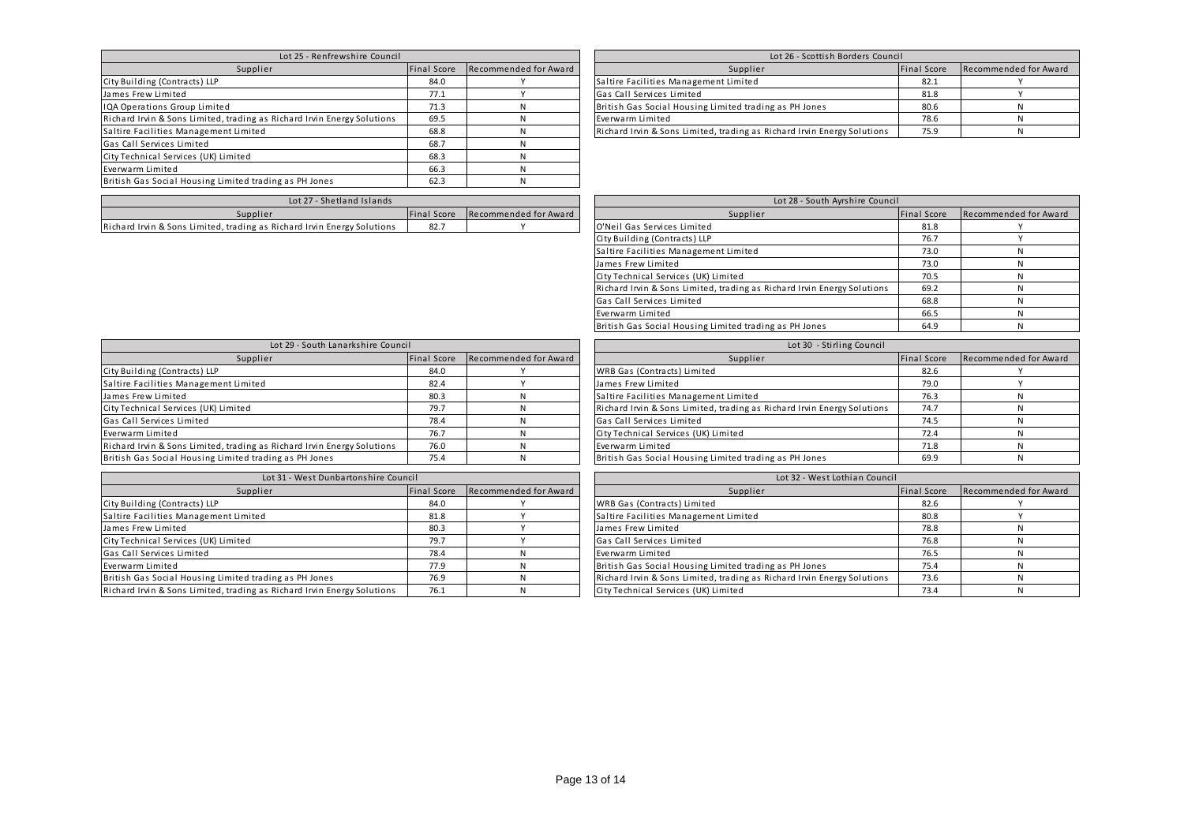| Lot 25 - Renfrewshire Council | | |
|---|---|---|
| Supplier | Final Score | Recommended for Award |
| City Building (Contracts) LLP | 84.0 | Y |
| James Frew Limited | 77.1 | Y |
| IQA Operations Group Limited | 71.3 | N |
| Richard Irvin & Sons Limited, trading as Richard Irvin Energy Solutions | 69.5 | N |
| Saltire Facilities Management Limited | 68.8 | N |
| Gas Call Services Limited | 68.7 | N |
| City Technical Services (UK) Limited | 68.3 | N |
| Everwarm Limited | 66.3 | N |
| British Gas Social Housing Limited trading as PH Jones | 62.3 | N |

| Lot 26 - Scottish Borders Council | | |
|---|---|---|
| Supplier | Final Score | Recommended for Award |
| Saltire Facilities Management Limited | 82.1 | Y |
| Gas Call Services Limited | 81.8 | Y |
| British Gas Social Housing Limited trading as PH Jones | 80.6 | N |
| Everwarm Limited | 78.6 | N |
| Richard Irvin & Sons Limited, trading as Richard Irvin Energy Solutions | 75.9 | N |

| Lot 27 - Shetland Islands | | |
|---|---|---|
| Supplier | Final Score | Recommended for Award |
| Richard Irvin & Sons Limited, trading as Richard Irvin Energy Solutions | 82.7 | Y |

| Lot 28 - South Ayrshire Council | | |
|---|---|---|
| Supplier | Final Score | Recommended for Award |
| O'Neil Gas Services Limited | 81.8 | Y |
| City Building (Contracts) LLP | 76.7 | Y |
| Saltire Facilities Management Limited | 73.0 | N |
| James Frew Limited | 73.0 | N |
| City Technical Services (UK) Limited | 70.5 | N |
| Richard Irvin & Sons Limited, trading as Richard Irvin Energy Solutions | 69.2 | N |
| Gas Call Services Limited | 68.8 | N |
| Everwarm Limited | 66.5 | N |
| British Gas Social Housing Limited trading as PH Jones | 64.9 | N |

| Lot 29 - South Lanarkshire Council | | |
|---|---|---|
| Supplier | Final Score | Recommended for Award |
| City Building (Contracts) LLP | 84.0 | Y |
| Saltire Facilities Management Limited | 82.4 | Y |
| James Frew Limited | 80.3 | N |
| City Technical Services (UK) Limited | 79.7 | N |
| Gas Call Services Limited | 78.4 | N |
| Everwarm Limited | 76.7 | N |
| Richard Irvin & Sons Limited, trading as Richard Irvin Energy Solutions | 76.0 | N |
| British Gas Social Housing Limited trading as PH Jones | 75.4 | N |

| Lot 30 - Stirling Council | | |
|---|---|---|
| Supplier | Final Score | Recommended for Award |
| WRB Gas (Contracts) Limited | 82.6 | Y |
| James Frew Limited | 79.0 | Y |
| Saltire Facilities Management Limited | 76.3 | N |
| Richard Irvin & Sons Limited, trading as Richard Irvin Energy Solutions | 74.7 | N |
| Gas Call Services Limited | 74.5 | N |
| City Technical Services (UK) Limited | 72.4 | N |
| Everwarm Limited | 71.8 | N |
| British Gas Social Housing Limited trading as PH Jones | 69.9 | N |

| Lot 31 - West Dunbartonshire Council | | |
|---|---|---|
| Supplier | Final Score | Recommended for Award |
| City Building (Contracts) LLP | 84.0 | Y |
| Saltire Facilities Management Limited | 81.8 | Y |
| James Frew Limited | 80.3 | Y |
| City Technical Services (UK) Limited | 79.7 | Y |
| Gas Call Services Limited | 78.4 | N |
| Everwarm Limited | 77.9 | N |
| British Gas Social Housing Limited trading as PH Jones | 76.9 | N |
| Richard Irvin & Sons Limited, trading as Richard Irvin Energy Solutions | 76.1 | N |

| Lot 32 - West Lothian Council | | |
|---|---|---|
| Supplier | Final Score | Recommended for Award |
| WRB Gas (Contracts) Limited | 82.6 | Y |
| Saltire Facilities Management Limited | 80.8 | Y |
| James Frew Limited | 78.8 | N |
| Gas Call Services Limited | 76.8 | N |
| Everwarm Limited | 76.5 | N |
| British Gas Social Housing Limited trading as PH Jones | 75.4 | N |
| Richard Irvin & Sons Limited, trading as Richard Irvin Energy Solutions | 73.6 | N |
| City Technical Services (UK) Limited | 73.4 | N |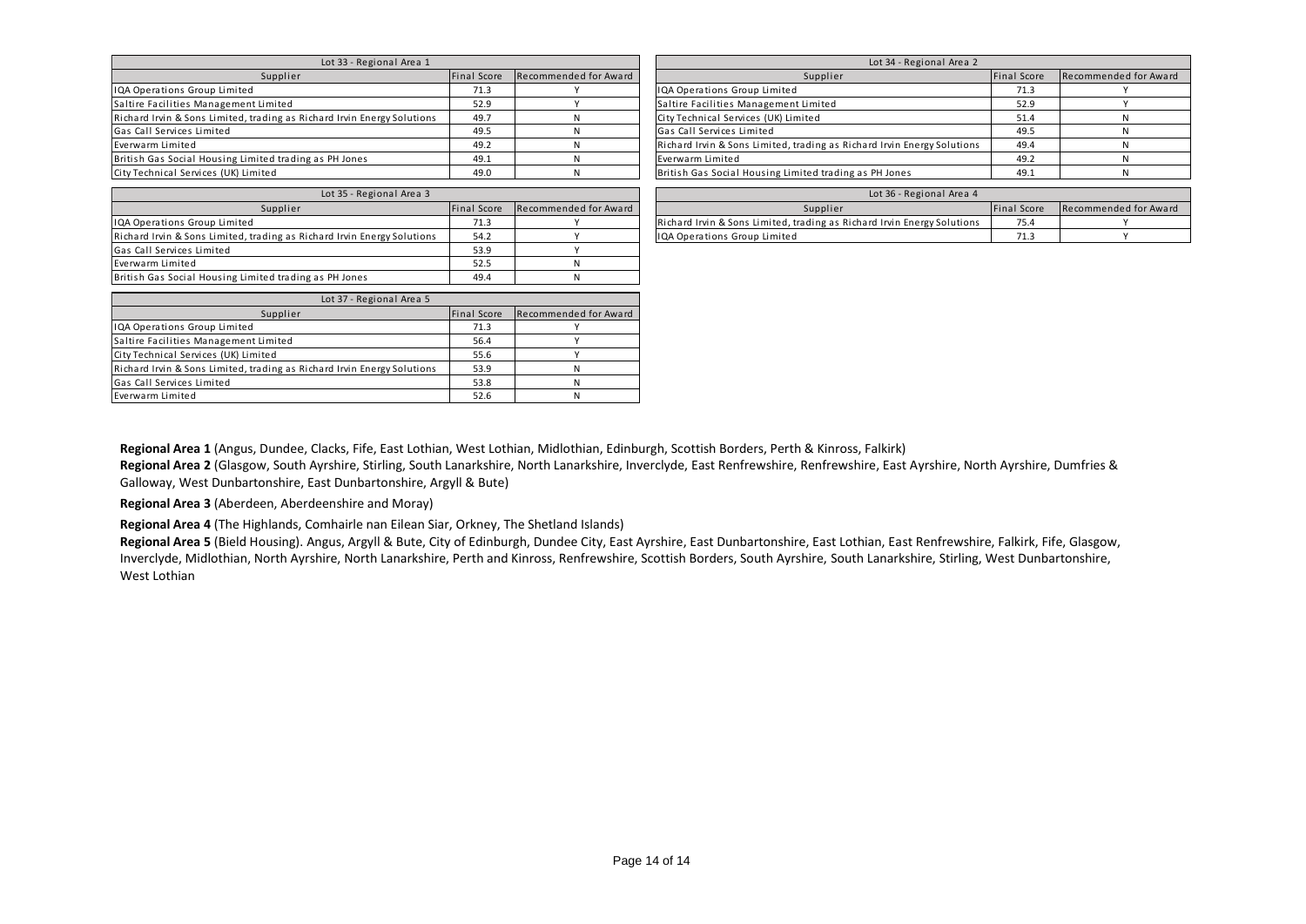| Lot 33 - Regional Area 1 | | |
|---|---|---|
| Supplier | Final Score | Recommended for Award |
| IQA Operations Group Limited | 71.3 | Y |
| Saltire Facilities Management Limited | 52.9 | Y |
| Richard Irvin & Sons Limited, trading as Richard Irvin Energy Solutions | 49.7 | N |
| Gas Call Services Limited | 49.5 | N |
| Everwarm Limited | 49.2 | N |
| British Gas Social Housing Limited trading as PH Jones | 49.1 | N |
| City Technical Services (UK) Limited | 49.0 | N |

| Lot 34 - Regional Area 2 | | |
|---|---|---|
| Supplier | Final Score | Recommended for Award |
| IQA Operations Group Limited | 71.3 | Y |
| Saltire Facilities Management Limited | 52.9 | Y |
| City Technical Services (UK) Limited | 51.4 | N |
| Gas Call Services Limited | 49.5 | N |
| Richard Irvin & Sons Limited, trading as Richard Irvin Energy Solutions | 49.4 | N |
| Everwarm Limited | 49.2 | N |
| British Gas Social Housing Limited trading as PH Jones | 49.1 | N |

| Lot 35 - Regional Area 3 | | |
|---|---|---|
| Supplier | Final Score | Recommended for Award |
| IQA Operations Group Limited | 71.3 | Y |
| Richard Irvin & Sons Limited, trading as Richard Irvin Energy Solutions | 54.2 | Y |
| Gas Call Services Limited | 53.9 | Y |
| Everwarm Limited | 52.5 | N |
| British Gas Social Housing Limited trading as PH Jones | 49.4 | N |

| Lot 36 - Regional Area 4 | | |
|---|---|---|
| Supplier | Final Score | Recommended for Award |
| Richard Irvin & Sons Limited, trading as Richard Irvin Energy Solutions | 75.4 | Y |
| IQA Operations Group Limited | 71.3 | Y |

| Lot 37 - Regional Area 5 | | |
|---|---|---|
| Supplier | Final Score | Recommended for Award |
| IQA Operations Group Limited | 71.3 | Y |
| Saltire Facilities Management Limited | 56.4 | Y |
| City Technical Services (UK) Limited | 55.6 | Y |
| Richard Irvin & Sons Limited, trading as Richard Irvin Energy Solutions | 53.9 | N |
| Gas Call Services Limited | 53.8 | N |
| Everwarm Limited | 52.6 | N |

**Regional Area 1** (Angus, Dundee, Clacks, Fife, East Lothian, West Lothian, Midlothian, Edinburgh, Scottish Borders, Perth & Kinross, Falkirk)

**Regional Area 2** (Glasgow, South Ayrshire, Stirling, South Lanarkshire, North Lanarkshire, Inverclyde, East Renfrewshire, Renfrewshire, East Ayrshire, North Ayrshire, Dumfries & Galloway, West Dunbartonshire, East Dunbartonshire, Argyll & Bute)

**Regional Area 3** (Aberdeen, Aberdeenshire and Moray)

**Regional Area 4** (The Highlands, Comhairle nan Eilean Siar, Orkney, The Shetland Islands)

**Regional Area 5** (Bield Housing). Angus, Argyll & Bute, City of Edinburgh, Dundee City, East Ayrshire, East Dunbartonshire, East Lothian, East Renfrewshire, Falkirk, Fife, Glasgow, Inverclyde, Midlothian, North Ayrshire, North Lanarkshire, Perth and Kinross, Renfrewshire, Scottish Borders, South Ayrshire, South Lanarkshire, Stirling, West Dunbartonshire, West Lothian